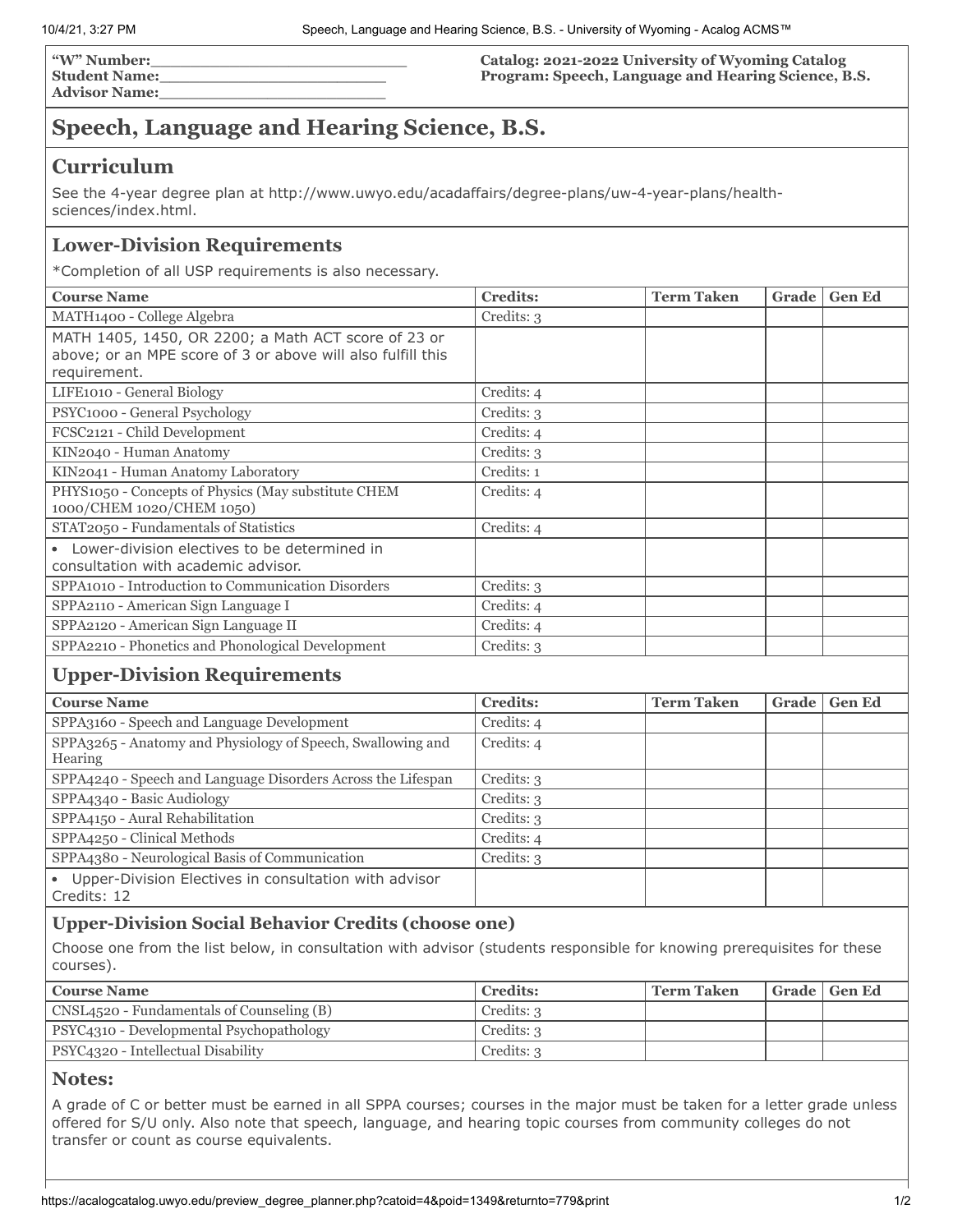**"W" Number:**\_\_\_\_\_\_\_\_\_\_\_\_\_\_\_\_\_\_\_\_\_\_\_\_
**Student Name:**\_\_\_\_\_\_\_\_\_\_\_\_\_\_\_\_\_\_\_\_\_\_\_\_
**Advisor Name:**\_\_\_\_\_\_\_\_\_\_\_\_\_\_\_\_\_\_\_\_\_\_\_\_

**Catalog: 2021-2022 University of Wyoming Catalog**
**Program: Speech, Language and Hearing Science, B.S.**

# Speech, Language and Hearing Science, B.S.

## Curriculum

See the 4-year degree plan at http://www.uwyo.edu/acadaffairs/degree-plans/uw-4-year-plans/health-sciences/index.html.

## Lower-Division Requirements

*Completion of all USP requirements is also necessary.

| Course Name | Credits: | Term Taken | Grade | Gen Ed |
|---|---|---|---|---|
| MATH1400 - College Algebra | Credits: 3 | | | |
| MATH 1405, 1450, OR 2200; a Math ACT score of 23 or above; or an MPE score of 3 or above will also fulfill this requirement. | | | | |
| LIFE1010 - General Biology | Credits: 4 | | | |
| PSYC1000 - General Psychology | Credits: 3 | | | |
| FCSC2121 - Child Development | Credits: 4 | | | |
| KIN2040 - Human Anatomy | Credits: 3 | | | |
| KIN2041 - Human Anatomy Laboratory | Credits: 1 | | | |
| PHYS1050 - Concepts of Physics (May substitute CHEM 1000/CHEM 1020/CHEM 1050) | Credits: 4 | | | |
| STAT2050 - Fundamentals of Statistics | Credits: 4 | | | |
| • Lower-division electives to be determined in consultation with academic advisor. | | | | |
| SPPA1010 - Introduction to Communication Disorders | Credits: 3 | | | |
| SPPA2110 - American Sign Language I | Credits: 4 | | | |
| SPPA2120 - American Sign Language II | Credits: 4 | | | |
| SPPA2210 - Phonetics and Phonological Development | Credits: 3 | | | |

## Upper-Division Requirements

| Course Name | Credits: | Term Taken | Grade | Gen Ed |
|---|---|---|---|---|
| SPPA3160 - Speech and Language Development | Credits: 4 | | | |
| SPPA3265 - Anatomy and Physiology of Speech, Swallowing and Hearing | Credits: 4 | | | |
| SPPA4240 - Speech and Language Disorders Across the Lifespan | Credits: 3 | | | |
| SPPA4340 - Basic Audiology | Credits: 3 | | | |
| SPPA4150 - Aural Rehabilitation | Credits: 3 | | | |
| SPPA4250 - Clinical Methods | Credits: 4 | | | |
| SPPA4380 - Neurological Basis of Communication | Credits: 3 | | | |
| • Upper-Division Electives in consultation with advisor Credits: 12 | | | | |

### Upper-Division Social Behavior Credits (choose one)

Choose one from the list below, in consultation with advisor (students responsible for knowing prerequisites for these courses).

| Course Name | Credits: | Term Taken | Grade | Gen Ed |
|---|---|---|---|---|
| CNSL4520 - Fundamentals of Counseling (B) | Credits: 3 | | | |
| PSYC4310 - Developmental Psychopathology | Credits: 3 | | | |
| PSYC4320 - Intellectual Disability | Credits: 3 | | | |

## Notes:

A grade of C or better must be earned in all SPPA courses; courses in the major must be taken for a letter grade unless offered for S/U only. Also note that speech, language, and hearing topic courses from community colleges do not transfer or count as course equivalents.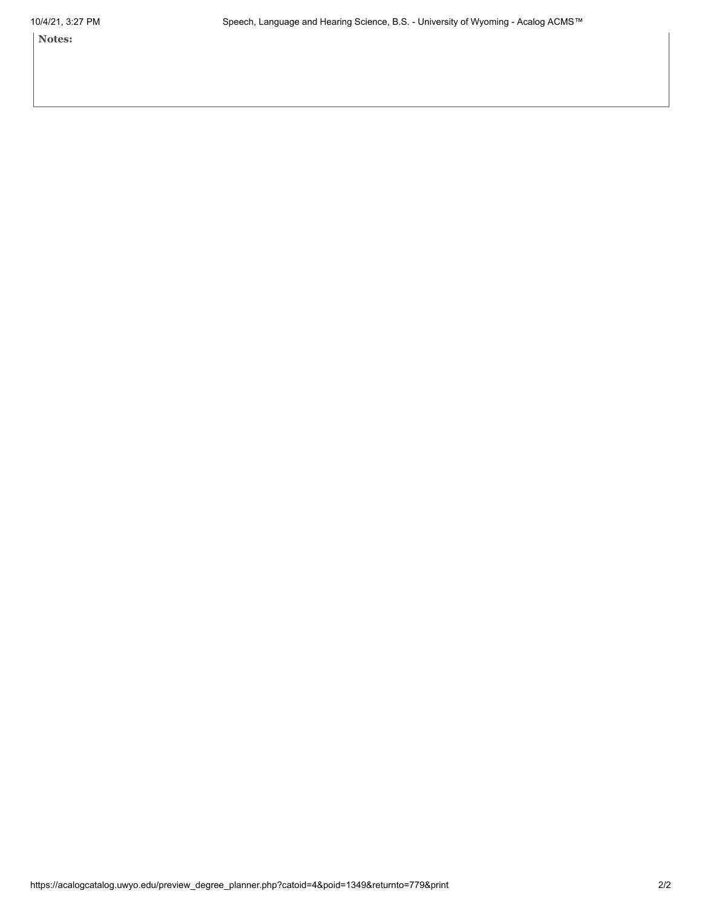**Notes:**